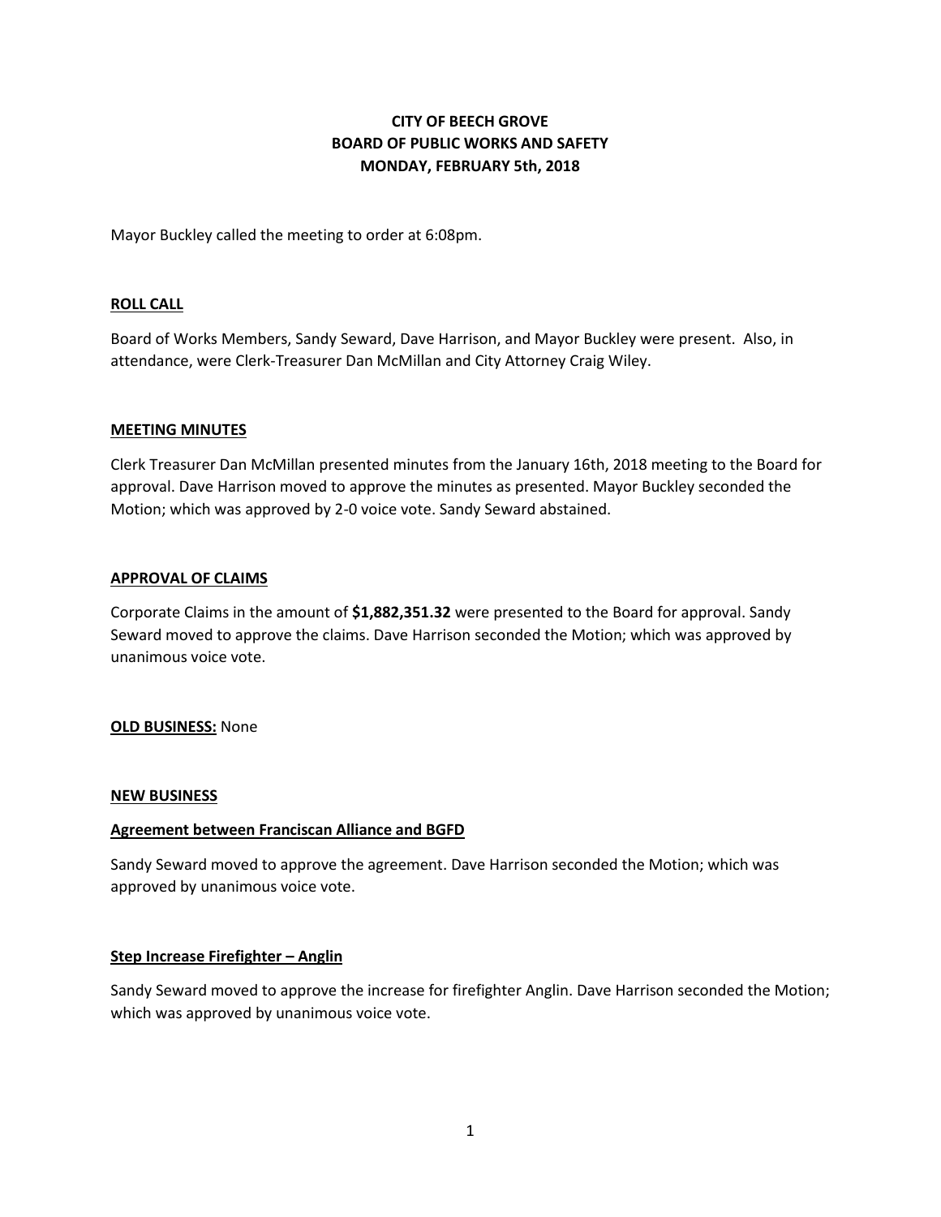# CITY OF BEECH GROVE
## BOARD OF PUBLIC WORKS AND SAFETY
## MONDAY, FEBRUARY 5th, 2018

Mayor Buckley called the meeting to order at 6:08pm.

**ROLL CALL**

Board of Works Members, Sandy Seward, Dave Harrison, and Mayor Buckley were present. Also, in attendance, were Clerk-Treasurer Dan McMillan and City Attorney Craig Wiley.

**MEETING MINUTES**

Clerk Treasurer Dan McMillan presented minutes from the January 16th, 2018 meeting to the Board for approval. Dave Harrison moved to approve the minutes as presented. Mayor Buckley seconded the Motion; which was approved by 2-0 voice vote. Sandy Seward abstained.

**APPROVAL OF CLAIMS**

Corporate Claims in the amount of **$1,882,351.32** were presented to the Board for approval. Sandy Seward moved to approve the claims. Dave Harrison seconded the Motion; which was approved by unanimous voice vote.

**OLD BUSINESS:** None

**NEW BUSINESS**

**Agreement between Franciscan Alliance and BGFD**

Sandy Seward moved to approve the agreement. Dave Harrison seconded the Motion; which was approved by unanimous voice vote.

**Step Increase Firefighter – Anglin**

Sandy Seward moved to approve the increase for firefighter Anglin. Dave Harrison seconded the Motion; which was approved by unanimous voice vote.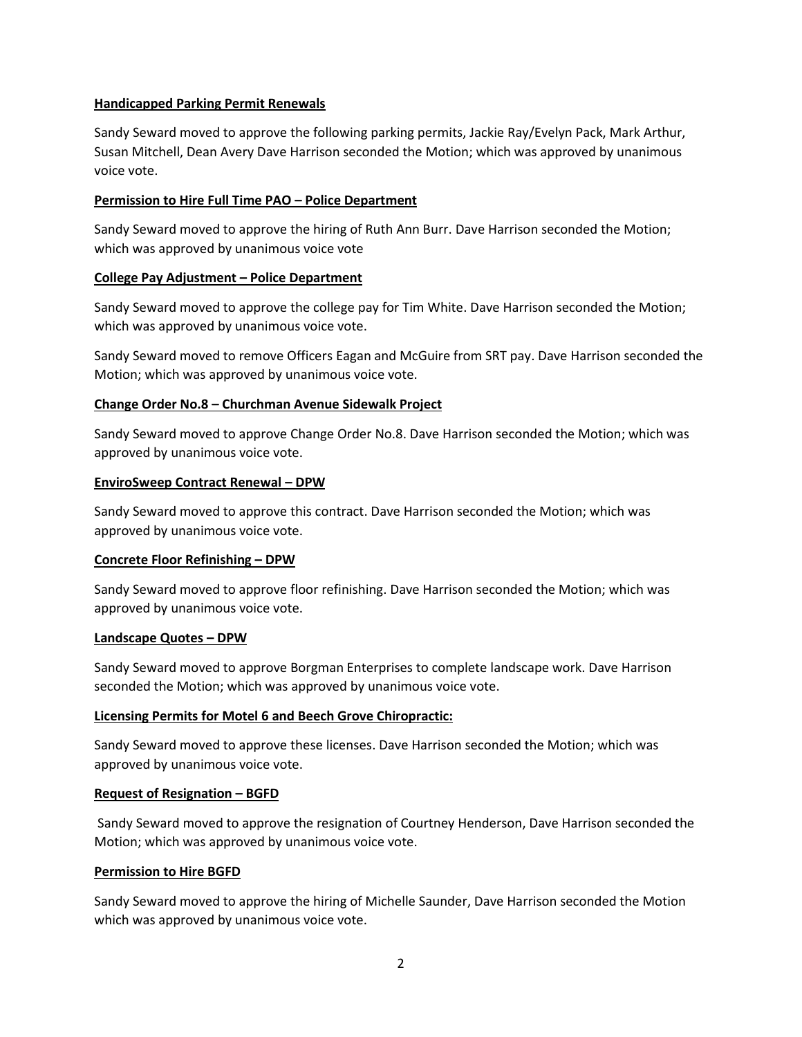**Handicapped Parking Permit Renewals**

Sandy Seward moved to approve the following parking permits, Jackie Ray/Evelyn Pack, Mark Arthur, Susan Mitchell, Dean Avery Dave Harrison seconded the Motion; which was approved by unanimous voice vote.

**Permission to Hire Full Time PAO – Police Department**

Sandy Seward moved to approve the hiring of Ruth Ann Burr. Dave Harrison seconded the Motion; which was approved by unanimous voice vote

**College Pay Adjustment – Police Department**

Sandy Seward moved to approve the college pay for Tim White. Dave Harrison seconded the Motion; which was approved by unanimous voice vote.

Sandy Seward moved to remove Officers Eagan and McGuire from SRT pay. Dave Harrison seconded the Motion; which was approved by unanimous voice vote.

**Change Order No.8 – Churchman Avenue Sidewalk Project**

Sandy Seward moved to approve Change Order No.8. Dave Harrison seconded the Motion; which was approved by unanimous voice vote.

**EnviroSweep Contract Renewal – DPW**

Sandy Seward moved to approve this contract. Dave Harrison seconded the Motion; which was approved by unanimous voice vote.

**Concrete Floor Refinishing – DPW**

Sandy Seward moved to approve floor refinishing. Dave Harrison seconded the Motion; which was approved by unanimous voice vote.

**Landscape Quotes – DPW**

Sandy Seward moved to approve Borgman Enterprises to complete landscape work. Dave Harrison seconded the Motion; which was approved by unanimous voice vote.

**Licensing Permits for Motel 6 and Beech Grove Chiropractic:**

Sandy Seward moved to approve these licenses. Dave Harrison seconded the Motion; which was approved by unanimous voice vote.

**Request of Resignation – BGFD**

Sandy Seward moved to approve the resignation of Courtney Henderson, Dave Harrison seconded the Motion; which was approved by unanimous voice vote.

**Permission to Hire BGFD**

Sandy Seward moved to approve the hiring of Michelle Saunder, Dave Harrison seconded the Motion which was approved by unanimous voice vote.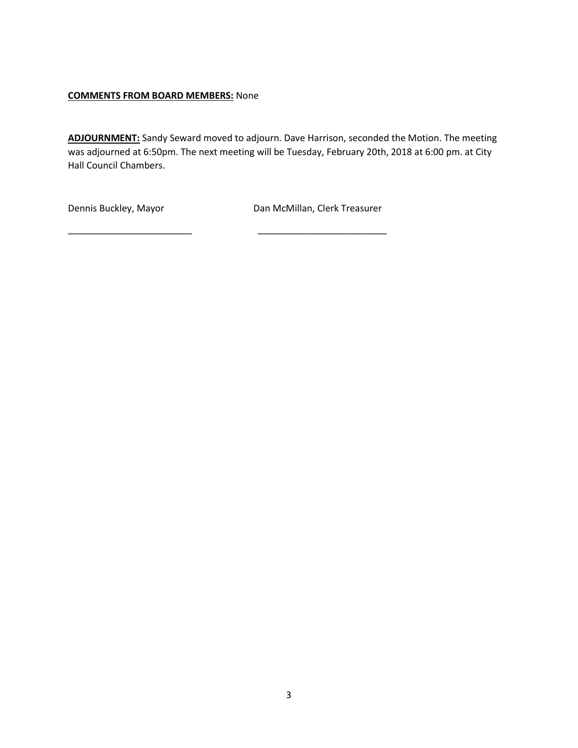**COMMENTS FROM BOARD MEMBERS:** None

**ADJOURNMENT:** Sandy Seward moved to adjourn. Dave Harrison, seconded the Motion. The meeting was adjourned at 6:50pm. The next meeting will be Tuesday, February 20th, 2018 at 6:00 pm. at City Hall Council Chambers.

| Dennis Buckley, Mayor | Dan McMillan, Clerk Treasurer |
|---|---|
| _________________________ | _________________________ |